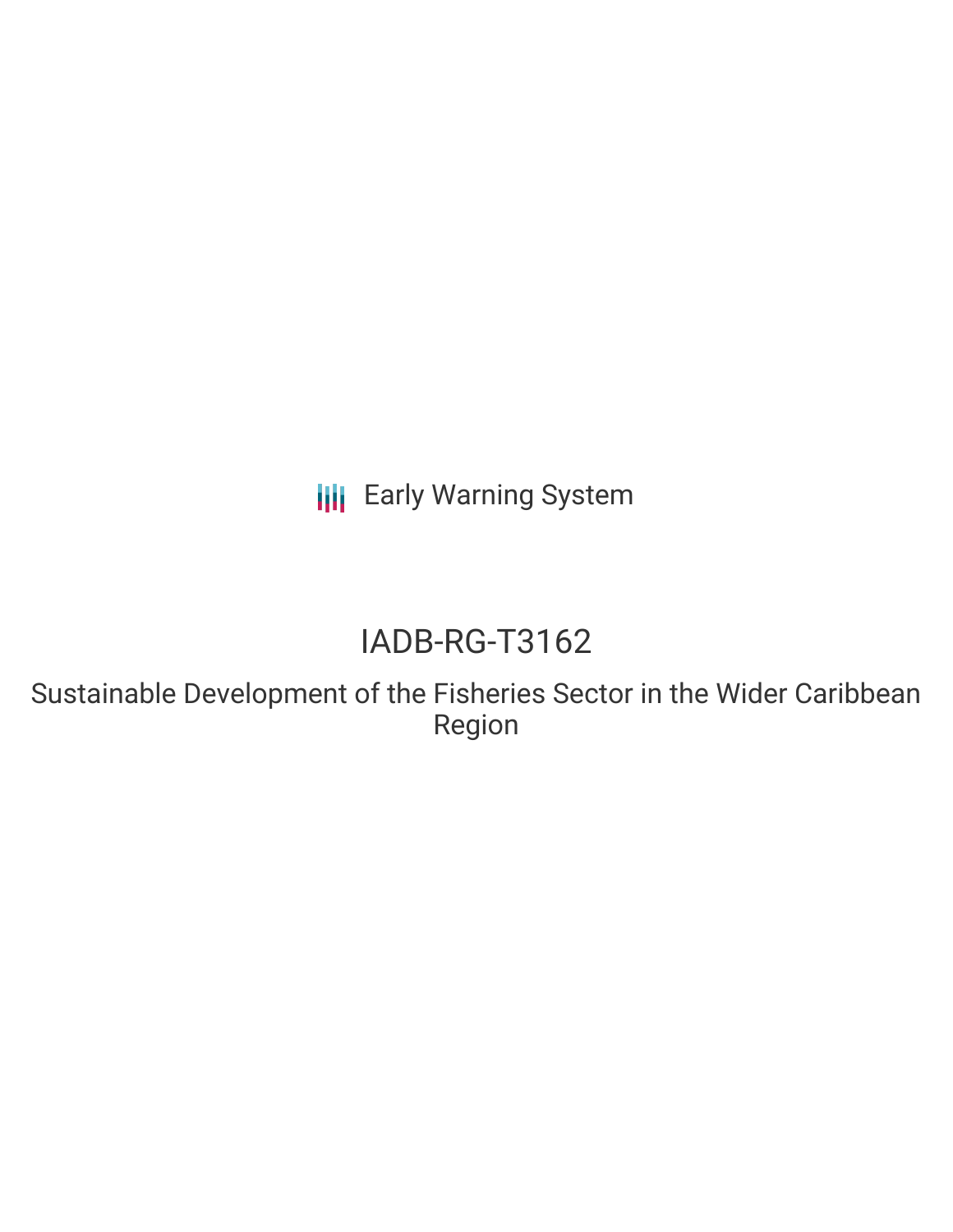Early Warning System

# IADB-RG-T3162

## Sustainable Development of the Fisheries Sector in the Wider Caribbean Region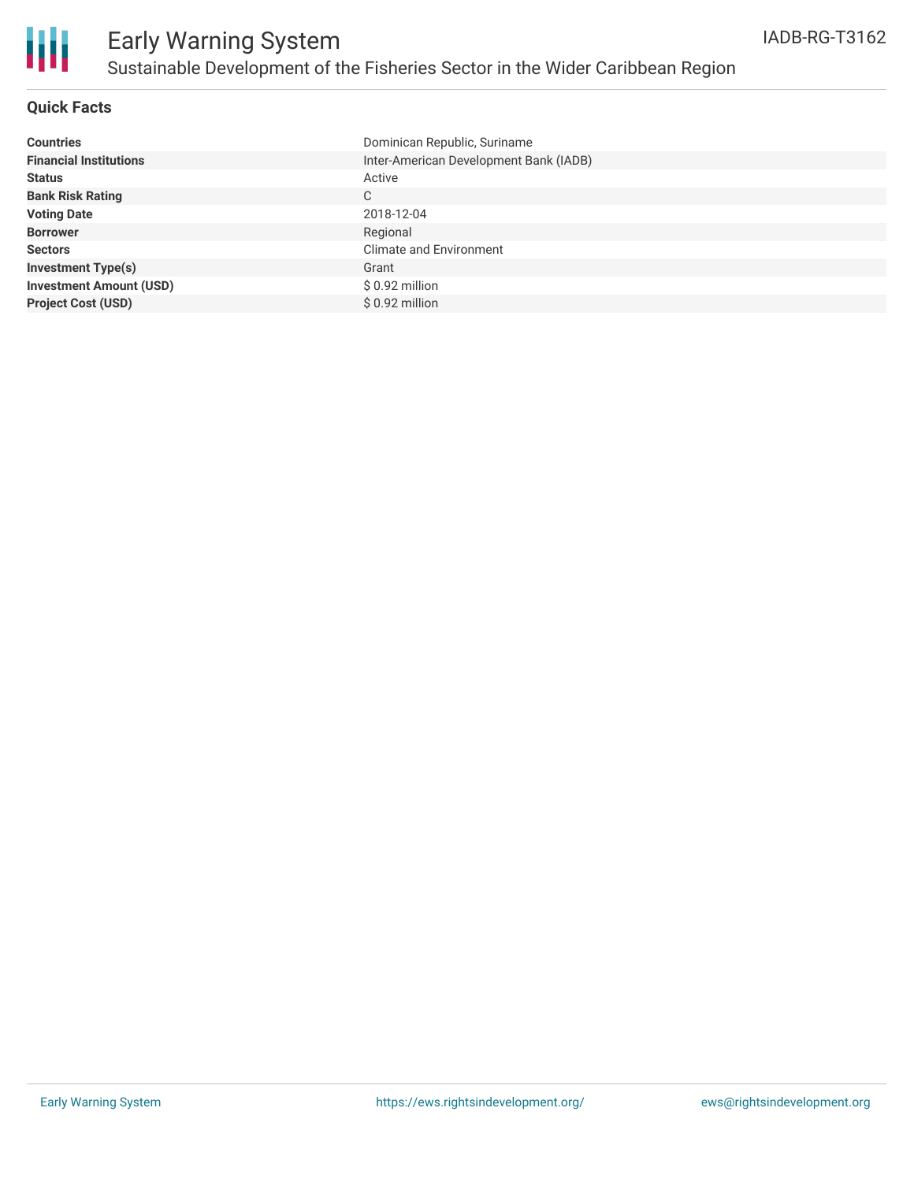# Early Warning System

## Sustainable Development of the Fisheries Sector in the Wider Caribbean Region

IADB-RG-T3162

### Quick Facts

| | |
|---|---|
| **Countries** | Dominican Republic, Suriname |
| **Financial Institutions** | Inter-American Development Bank (IADB) |
| **Status** | Active |
| **Bank Risk Rating** | C |
| **Voting Date** | 2018-12-04 |
| **Borrower** | Regional |
| **Sectors** | Climate and Environment |
| **Investment Type(s)** | Grant |
| **Investment Amount (USD)** | $ 0.92 million |
| **Project Cost (USD)** | $ 0.92 million |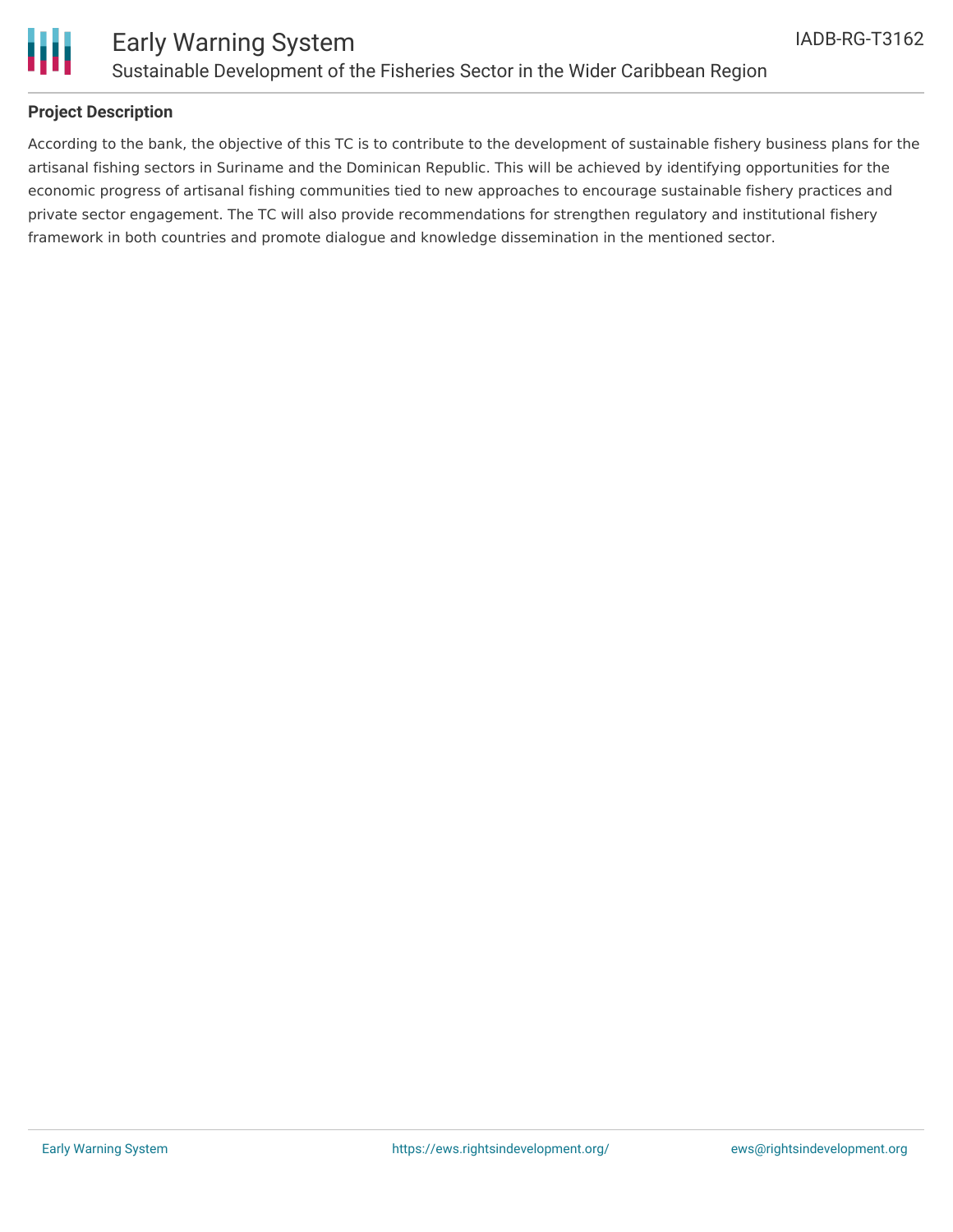## Project Description

According to the bank, the objective of this TC is to contribute to the development of sustainable fishery business plans for the artisanal fishing sectors in Suriname and the Dominican Republic. This will be achieved by identifying opportunities for the economic progress of artisanal fishing communities tied to new approaches to encourage sustainable fishery practices and private sector engagement. The TC will also provide recommendations for strengthen regulatory and institutional fishery framework in both countries and promote dialogue and knowledge dissemination in the mentioned sector.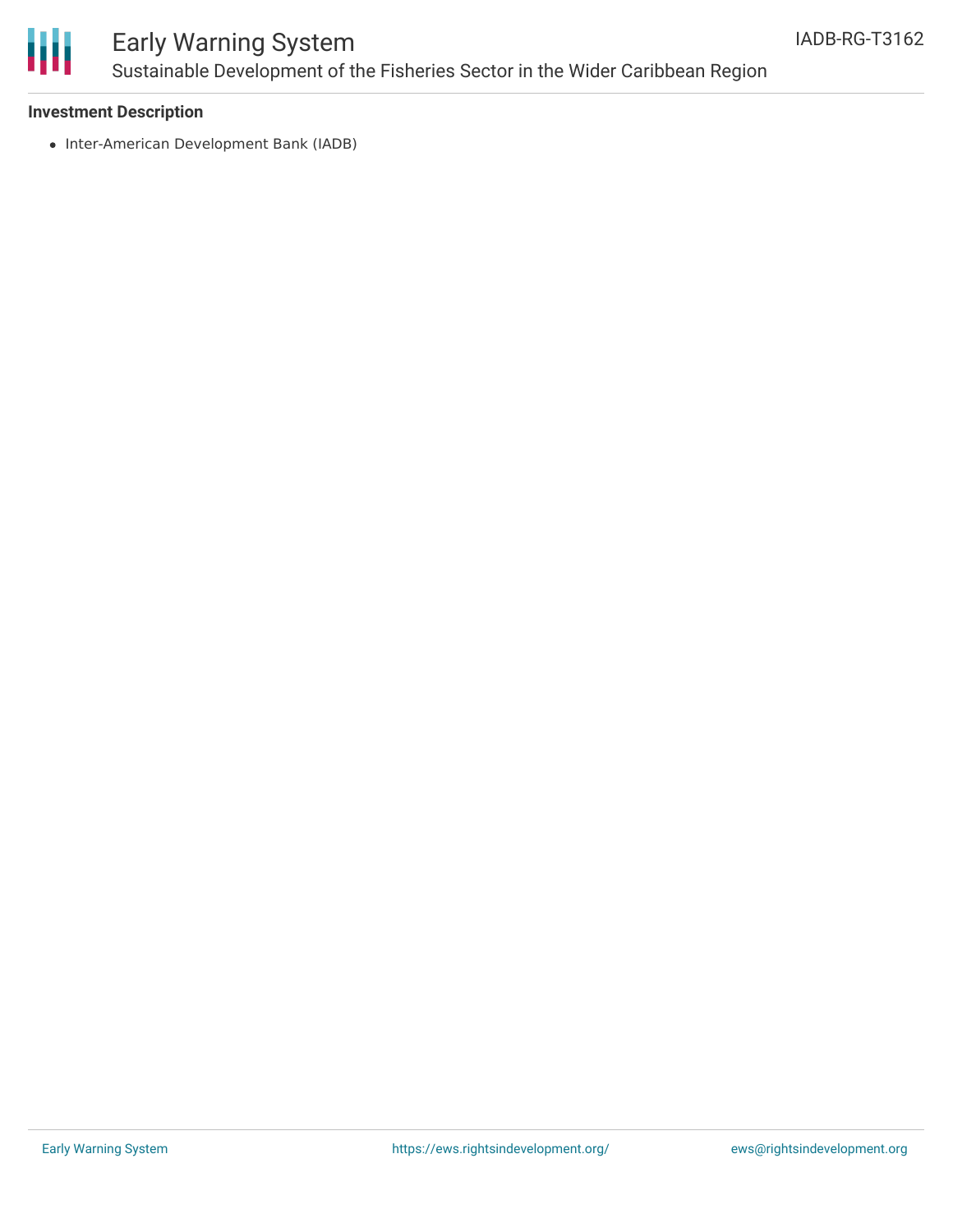**Investment Description**

- Inter-American Development Bank (IADB)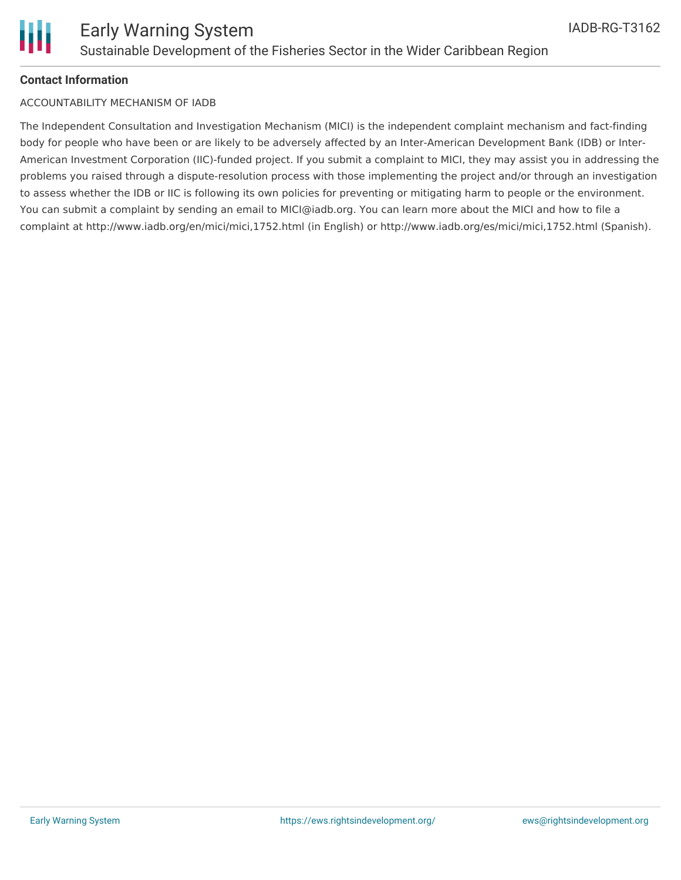**Contact Information**

ACCOUNTABILITY MECHANISM OF IADB

The Independent Consultation and Investigation Mechanism (MICI) is the independent complaint mechanism and fact-finding body for people who have been or are likely to be adversely affected by an Inter-American Development Bank (IDB) or Inter-American Investment Corporation (IIC)-funded project. If you submit a complaint to MICI, they may assist you in addressing the problems you raised through a dispute-resolution process with those implementing the project and/or through an investigation to assess whether the IDB or IIC is following its own policies for preventing or mitigating harm to people or the environment. You can submit a complaint by sending an email to MICI@iadb.org. You can learn more about the MICI and how to file a complaint at http://www.iadb.org/en/mici/mici,1752.html (in English) or http://www.iadb.org/es/mici/mici,1752.html (Spanish).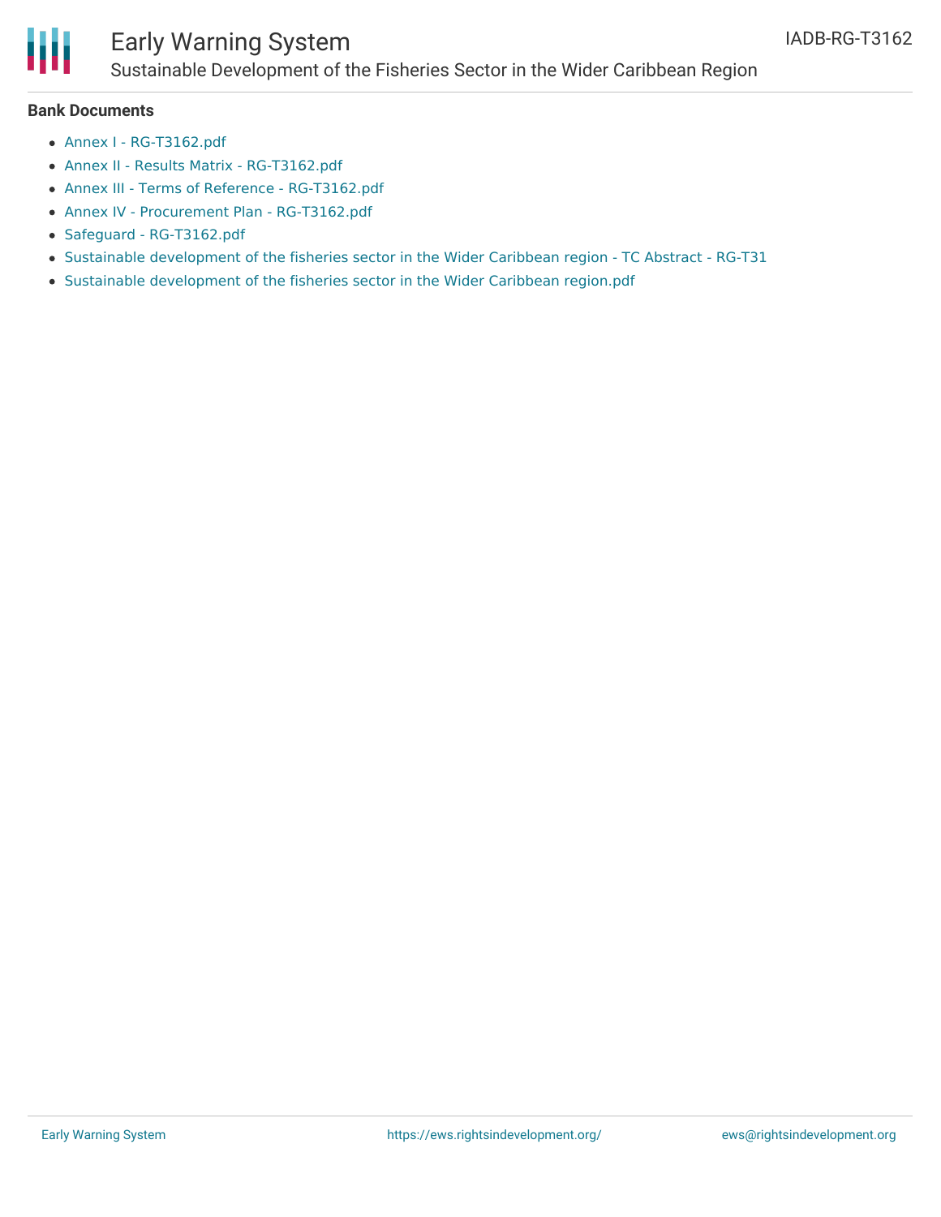**Bank Documents**

- Annex I - RG-T3162.pdf
- Annex II - Results Matrix - RG-T3162.pdf
- Annex III - Terms of Reference - RG-T3162.pdf
- Annex IV - Procurement Plan - RG-T3162.pdf
- Safeguard - RG-T3162.pdf
- Sustainable development of the fisheries sector in the Wider Caribbean region - TC Abstract - RG-T31
- Sustainable development of the fisheries sector in the Wider Caribbean region.pdf